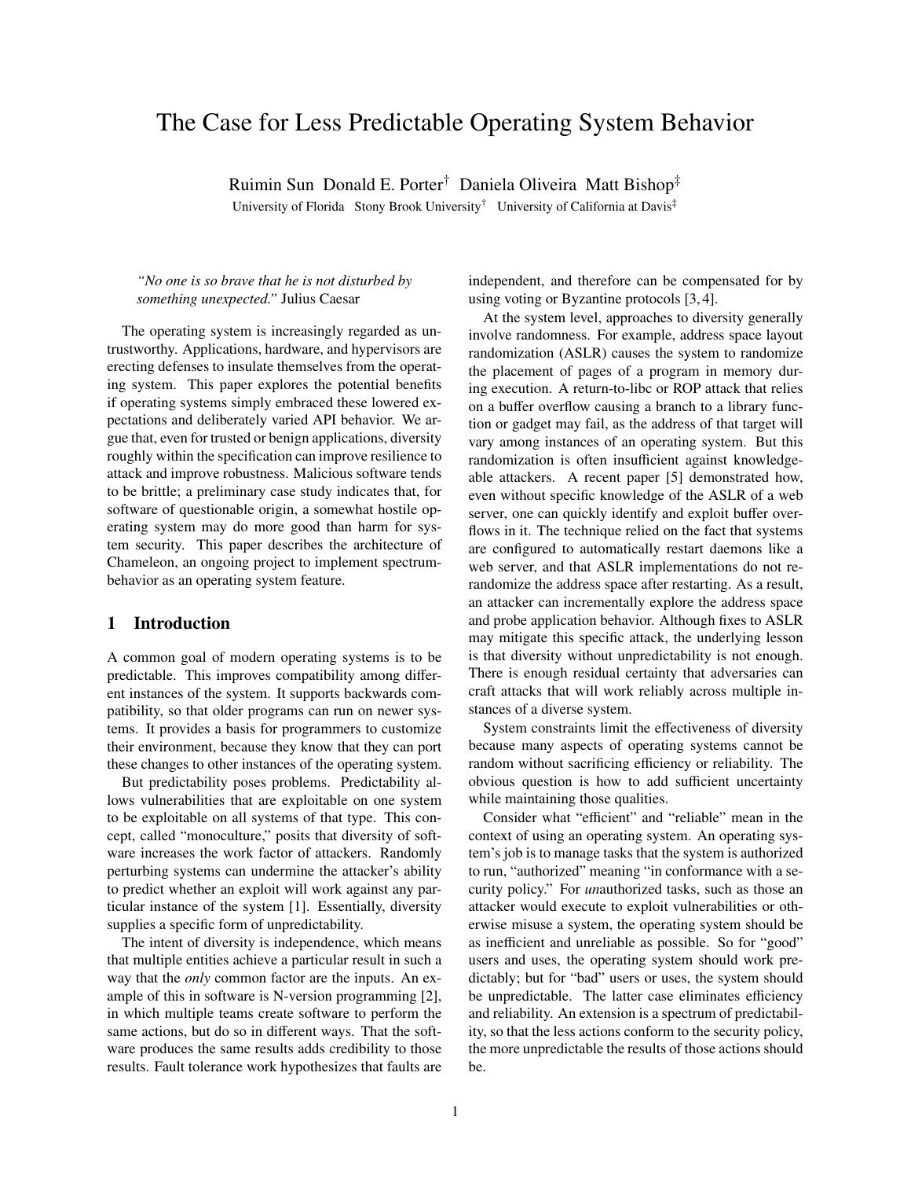# The Case for Less Predictable Operating System Behavior

Ruimin Sun Donald E. Porter[†] Daniela Oliveira Matt Bishop[‡]

University of Florida Stony Brook University[†] University of California at Davis[‡]

*"No one is so brave that he is not disturbed by something unexpected."* Julius Caesar

The operating system is increasingly regarded as untrustworthy. Applications, hardware, and hypervisors are erecting defenses to insulate themselves from the operating system. This paper explores the potential benefits if operating systems simply embraced these lowered expectations and deliberately varied API behavior. We argue that, even for trusted or benign applications, diversity roughly within the specification can improve resilience to attack and improve robustness. Malicious software tends to be brittle; a preliminary case study indicates that, for software of questionable origin, a somewhat hostile operating system may do more good than harm for system security. This paper describes the architecture of Chameleon, an ongoing project to implement spectrum-behavior as an operating system feature.

## 1 Introduction

A common goal of modern operating systems is to be predictable. This improves compatibility among different instances of the system. It supports backwards compatibility, so that older programs can run on newer systems. It provides a basis for programmers to customize their environment, because they know that they can port these changes to other instances of the operating system.

But predictability poses problems. Predictability allows vulnerabilities that are exploitable on one system to be exploitable on all systems of that type. This concept, called "monoculture," posits that diversity of software increases the work factor of attackers. Randomly perturbing systems can undermine the attacker's ability to predict whether an exploit will work against any particular instance of the system [1]. Essentially, diversity supplies a specific form of unpredictability.

The intent of diversity is independence, which means that multiple entities achieve a particular result in such a way that the *only* common factor are the inputs. An example of this in software is N-version programming [2], in which multiple teams create software to perform the same actions, but do so in different ways. That the software produces the same results adds credibility to those results. Fault tolerance work hypothesizes that faults are independent, and therefore can be compensated for by using voting or Byzantine protocols [3, 4].

At the system level, approaches to diversity generally involve randomness. For example, address space layout randomization (ASLR) causes the system to randomize the placement of pages of a program in memory during execution. A return-to-libc or ROP attack that relies on a buffer overflow causing a branch to a library function or gadget may fail, as the address of that target will vary among instances of an operating system. But this randomization is often insufficient against knowledgeable attackers. A recent paper [5] demonstrated how, even without specific knowledge of the ASLR of a web server, one can quickly identify and exploit buffer overflows in it. The technique relied on the fact that systems are configured to automatically restart daemons like a web server, and that ASLR implementations do not re-randomize the address space after restarting. As a result, an attacker can incrementally explore the address space and probe application behavior. Although fixes to ASLR may mitigate this specific attack, the underlying lesson is that diversity without unpredictability is not enough. There is enough residual certainty that adversaries can craft attacks that will work reliably across multiple instances of a diverse system.

System constraints limit the effectiveness of diversity because many aspects of operating systems cannot be random without sacrificing efficiency or reliability. The obvious question is how to add sufficient uncertainty while maintaining those qualities.

Consider what "efficient" and "reliable" mean in the context of using an operating system. An operating system's job is to manage tasks that the system is authorized to run, "authorized" meaning "in conformance with a security policy." For *un*authorized tasks, such as those an attacker would execute to exploit vulnerabilities or otherwise misuse a system, the operating system should be as inefficient and unreliable as possible. So for "good" users and uses, the operating system should work predictably; but for "bad" users or uses, the system should be unpredictable. The latter case eliminates efficiency and reliability. An extension is a spectrum of predictability, so that the less actions conform to the security policy, the more unpredictable the results of those actions should be.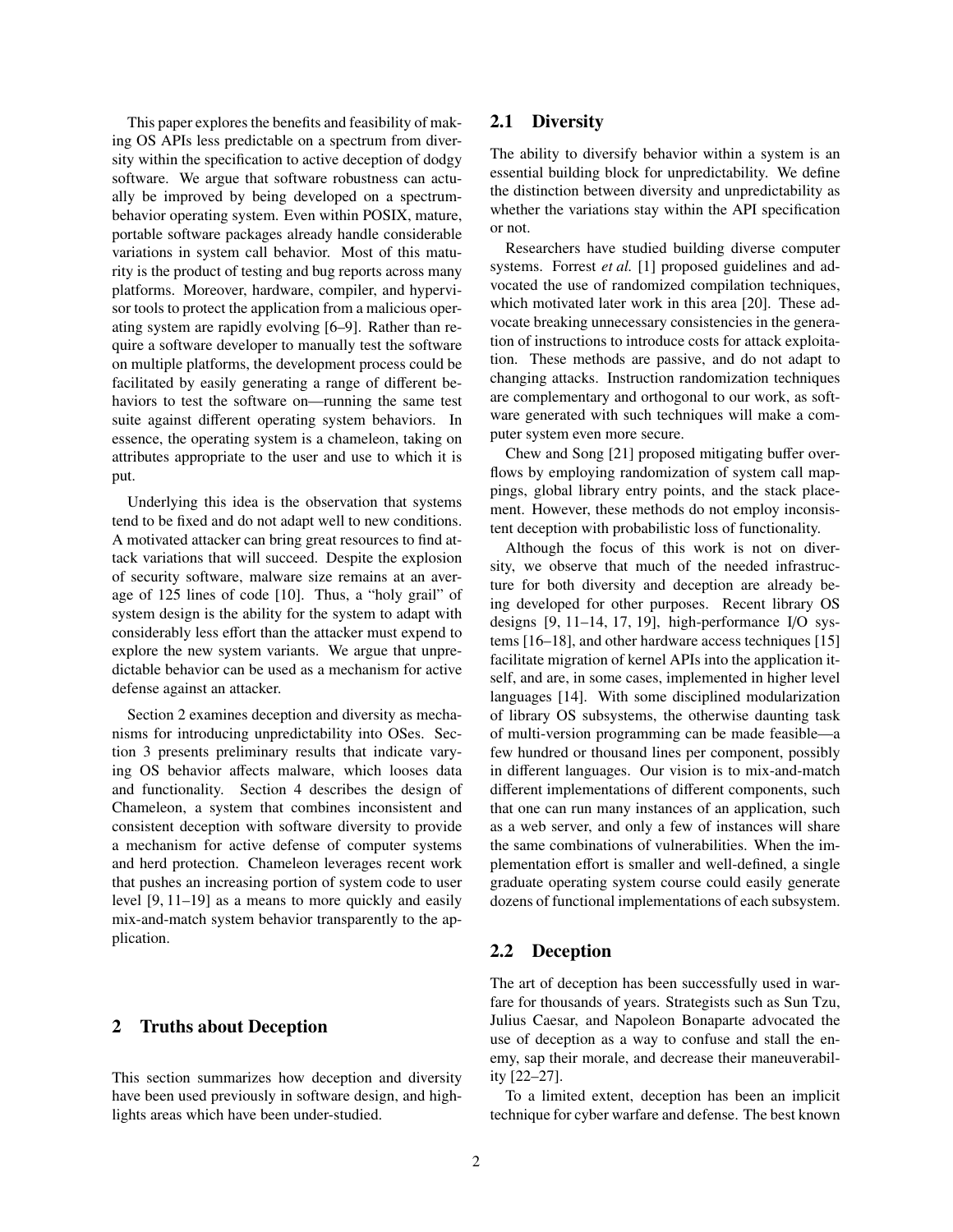This paper explores the benefits and feasibility of making OS APIs less predictable on a spectrum from diversity within the specification to active deception of dodgy software. We argue that software robustness can actually be improved by being developed on a spectrum-behavior operating system. Even within POSIX, mature, portable software packages already handle considerable variations in system call behavior. Most of this maturity is the product of testing and bug reports across many platforms. Moreover, hardware, compiler, and hypervisor tools to protect the application from a malicious operating system are rapidly evolving [6–9]. Rather than require a software developer to manually test the software on multiple platforms, the development process could be facilitated by easily generating a range of different behaviors to test the software on—running the same test suite against different operating system behaviors. In essence, the operating system is a chameleon, taking on attributes appropriate to the user and use to which it is put.

Underlying this idea is the observation that systems tend to be fixed and do not adapt well to new conditions. A motivated attacker can bring great resources to find attack variations that will succeed. Despite the explosion of security software, malware size remains at an average of 125 lines of code [10]. Thus, a "holy grail" of system design is the ability for the system to adapt with considerably less effort than the attacker must expend to explore the new system variants. We argue that unpredictable behavior can be used as a mechanism for active defense against an attacker.

Section 2 examines deception and diversity as mechanisms for introducing unpredictability into OSes. Section 3 presents preliminary results that indicate varying OS behavior affects malware, which looses data and functionality. Section 4 describes the design of Chameleon, a system that combines inconsistent and consistent deception with software diversity to provide a mechanism for active defense of computer systems and herd protection. Chameleon leverages recent work that pushes an increasing portion of system code to user level [9, 11–19] as a means to more quickly and easily mix-and-match system behavior transparently to the application.

## 2 Truths about Deception

This section summarizes how deception and diversity have been used previously in software design, and highlights areas which have been under-studied.

### 2.1 Diversity

The ability to diversify behavior within a system is an essential building block for unpredictability. We define the distinction between diversity and unpredictability as whether the variations stay within the API specification or not.

Researchers have studied building diverse computer systems. Forrest *et al.* [1] proposed guidelines and advocated the use of randomized compilation techniques, which motivated later work in this area [20]. These advocate breaking unnecessary consistencies in the generation of instructions to introduce costs for attack exploitation. These methods are passive, and do not adapt to changing attacks. Instruction randomization techniques are complementary and orthogonal to our work, as software generated with such techniques will make a computer system even more secure.

Chew and Song [21] proposed mitigating buffer overflows by employing randomization of system call mappings, global library entry points, and the stack placement. However, these methods do not employ inconsistent deception with probabilistic loss of functionality.

Although the focus of this work is not on diversity, we observe that much of the needed infrastructure for both diversity and deception are already being developed for other purposes. Recent library OS designs [9, 11–14, 17, 19], high-performance I/O systems [16–18], and other hardware access techniques [15] facilitate migration of kernel APIs into the application itself, and are, in some cases, implemented in higher level languages [14]. With some disciplined modularization of library OS subsystems, the otherwise daunting task of multi-version programming can be made feasible—a few hundred or thousand lines per component, possibly in different languages. Our vision is to mix-and-match different implementations of different components, such that one can run many instances of an application, such as a web server, and only a few of instances will share the same combinations of vulnerabilities. When the implementation effort is smaller and well-defined, a single graduate operating system course could easily generate dozens of functional implementations of each subsystem.

### 2.2 Deception

The art of deception has been successfully used in warfare for thousands of years. Strategists such as Sun Tzu, Julius Caesar, and Napoleon Bonaparte advocated the use of deception as a way to confuse and stall the enemy, sap their morale, and decrease their maneuverability [22–27].

To a limited extent, deception has been an implicit technique for cyber warfare and defense. The best known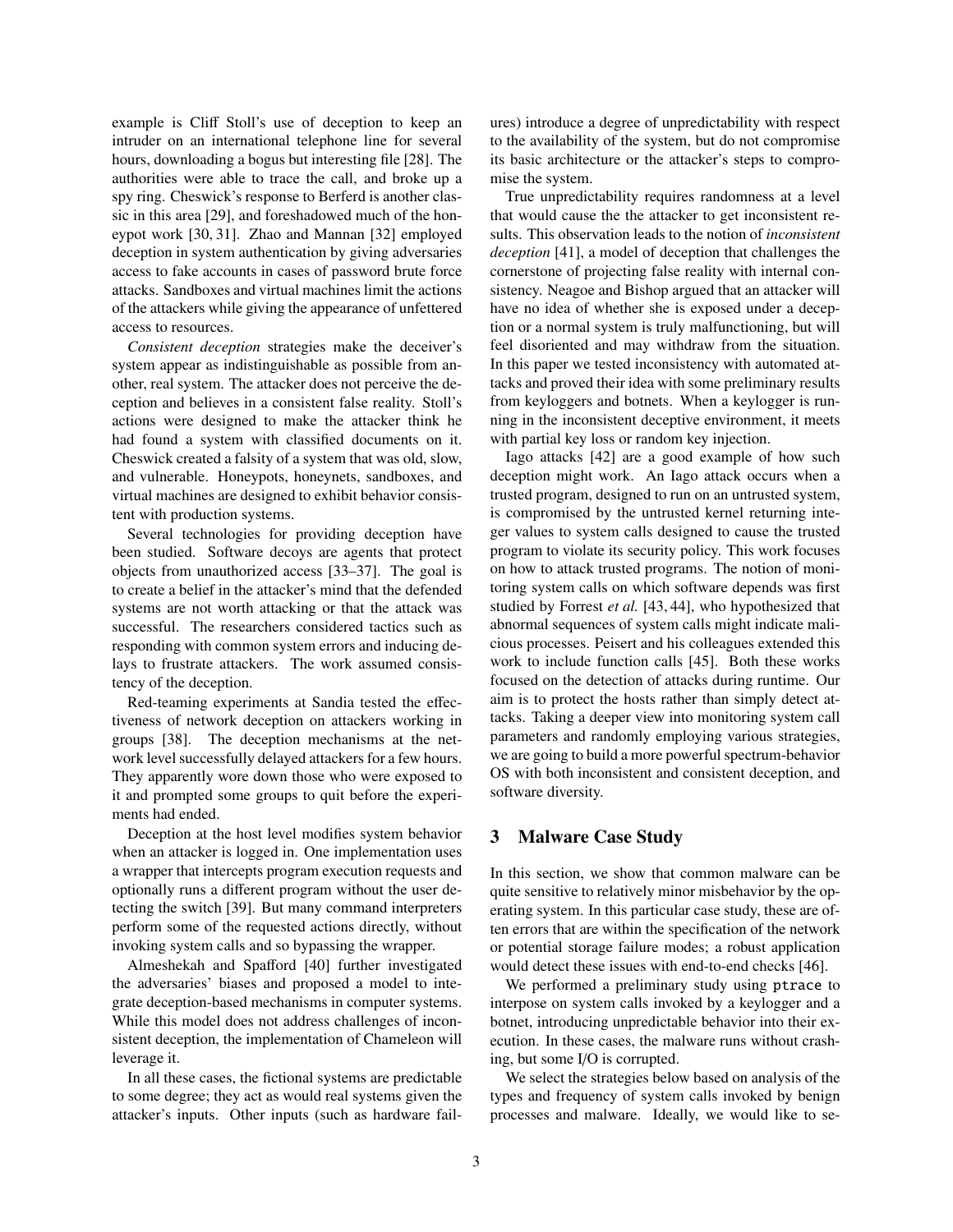example is Cliff Stoll's use of deception to keep an intruder on an international telephone line for several hours, downloading a bogus but interesting file [28]. The authorities were able to trace the call, and broke up a spy ring. Cheswick's response to Berferd is another classic in this area [29], and foreshadowed much of the honeypot work [30, 31]. Zhao and Mannan [32] employed deception in system authentication by giving adversaries access to fake accounts in cases of password brute force attacks. Sandboxes and virtual machines limit the actions of the attackers while giving the appearance of unfettered access to resources.

*Consistent deception* strategies make the deceiver's system appear as indistinguishable as possible from another, real system. The attacker does not perceive the deception and believes in a consistent false reality. Stoll's actions were designed to make the attacker think he had found a system with classified documents on it. Cheswick created a falsity of a system that was old, slow, and vulnerable. Honeypots, honeynets, sandboxes, and virtual machines are designed to exhibit behavior consistent with production systems.

Several technologies for providing deception have been studied. Software decoys are agents that protect objects from unauthorized access [33–37]. The goal is to create a belief in the attacker's mind that the defended systems are not worth attacking or that the attack was successful. The researchers considered tactics such as responding with common system errors and inducing delays to frustrate attackers. The work assumed consistency of the deception.

Red-teaming experiments at Sandia tested the effectiveness of network deception on attackers working in groups [38]. The deception mechanisms at the network level successfully delayed attackers for a few hours. They apparently wore down those who were exposed to it and prompted some groups to quit before the experiments had ended.

Deception at the host level modifies system behavior when an attacker is logged in. One implementation uses a wrapper that intercepts program execution requests and optionally runs a different program without the user detecting the switch [39]. But many command interpreters perform some of the requested actions directly, without invoking system calls and so bypassing the wrapper.

Almeshekah and Spafford [40] further investigated the adversaries' biases and proposed a model to integrate deception-based mechanisms in computer systems. While this model does not address challenges of inconsistent deception, the implementation of Chameleon will leverage it.

In all these cases, the fictional systems are predictable to some degree; they act as would real systems given the attacker's inputs. Other inputs (such as hardware failures) introduce a degree of unpredictability with respect to the availability of the system, but do not compromise its basic architecture or the attacker's steps to compromise the system.

True unpredictability requires randomness at a level that would cause the the attacker to get inconsistent results. This observation leads to the notion of *inconsistent deception* [41], a model of deception that challenges the cornerstone of projecting false reality with internal consistency. Neagoe and Bishop argued that an attacker will have no idea of whether she is exposed under a deception or a normal system is truly malfunctioning, but will feel disoriented and may withdraw from the situation. In this paper we tested inconsistency with automated attacks and proved their idea with some preliminary results from keyloggers and botnets. When a keylogger is running in the inconsistent deceptive environment, it meets with partial key loss or random key injection.

Iago attacks [42] are a good example of how such deception might work. An Iago attack occurs when a trusted program, designed to run on an untrusted system, is compromised by the untrusted kernel returning integer values to system calls designed to cause the trusted program to violate its security policy. This work focuses on how to attack trusted programs. The notion of monitoring system calls on which software depends was first studied by Forrest *et al.* [43, 44], who hypothesized that abnormal sequences of system calls might indicate malicious processes. Peisert and his colleagues extended this work to include function calls [45]. Both these works focused on the detection of attacks during runtime. Our aim is to protect the hosts rather than simply detect attacks. Taking a deeper view into monitoring system call parameters and randomly employing various strategies, we are going to build a more powerful spectrum-behavior OS with both inconsistent and consistent deception, and software diversity.

## 3 Malware Case Study

In this section, we show that common malware can be quite sensitive to relatively minor misbehavior by the operating system. In this particular case study, these are often errors that are within the specification of the network or potential storage failure modes; a robust application would detect these issues with end-to-end checks [46].

We performed a preliminary study using `ptrace` to interpose on system calls invoked by a keylogger and a botnet, introducing unpredictable behavior into their execution. In these cases, the malware runs without crashing, but some I/O is corrupted.

We select the strategies below based on analysis of the types and frequency of system calls invoked by benign processes and malware. Ideally, we would like to se-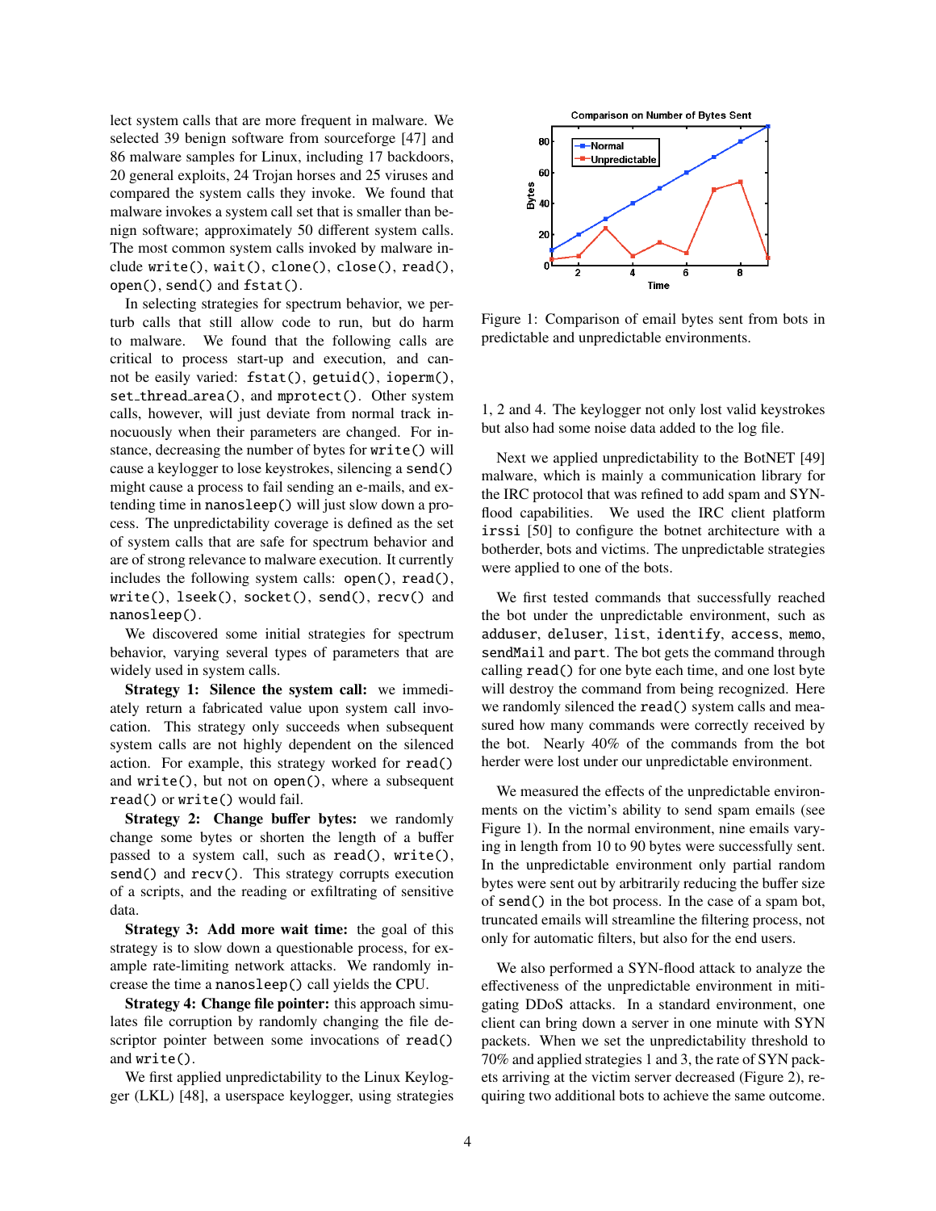lect system calls that are more frequent in malware. We selected 39 benign software from sourceforge [47] and 86 malware samples for Linux, including 17 backdoors, 20 general exploits, 24 Trojan horses and 25 viruses and compared the system calls they invoke. We found that malware invokes a system call set that is smaller than benign software; approximately 50 different system calls. The most common system calls invoked by malware include `write()`, `wait()`, `clone()`, `close()`, `read()`, `open()`, `send()` and `fstat()`.

In selecting strategies for spectrum behavior, we perturb calls that still allow code to run, but do harm to malware. We found that the following calls are critical to process start-up and execution, and cannot be easily varied: `fstat()`, `getuid()`, `ioperm()`, `set_thread_area()`, and `mprotect()`. Other system calls, however, will just deviate from normal track innocuously when their parameters are changed. For instance, decreasing the number of bytes for `write()` will cause a keylogger to lose keystrokes, silencing a `send()` might cause a process to fail sending an e-mails, and extending time in `nanosleep()` will just slow down a process. The unpredictability coverage is defined as the set of system calls that are safe for spectrum behavior and are of strong relevance to malware execution. It currently includes the following system calls: `open()`, `read()`, `write()`, `lseek()`, `socket()`, `send()`, `recv()` and `nanosleep()`.

We discovered some initial strategies for spectrum behavior, varying several types of parameters that are widely used in system calls.

**Strategy 1: Silence the system call:** we immediately return a fabricated value upon system call invocation. This strategy only succeeds when subsequent system calls are not highly dependent on the silenced action. For example, this strategy worked for `read()` and `write()`, but not on `open()`, where a subsequent `read()` or `write()` would fail.

**Strategy 2: Change buffer bytes:** we randomly change some bytes or shorten the length of a buffer passed to a system call, such as `read()`, `write()`, `send()` and `recv()`. This strategy corrupts execution of a scripts, and the reading or exfiltrating of sensitive data.

**Strategy 3: Add more wait time:** the goal of this strategy is to slow down a questionable process, for example rate-limiting network attacks. We randomly increase the time a `nanosleep()` call yields the CPU.

**Strategy 4: Change file pointer:** this approach simulates file corruption by randomly changing the file descriptor pointer between some invocations of `read()` and `write()`.

We first applied unpredictability to the Linux Keylogger (LKL) [48], a userspace keylogger, using strategies 1, 2 and 4. The keylogger not only lost valid keystrokes but also had some noise data added to the log file.

Comparison on Number of Bytes Sent

Normal
Unpredictable

Bytes

0
20
40
60
80

2
4
6
8

Time

Figure 1: Comparison of email bytes sent from bots in predictable and unpredictable environments.

Next we applied unpredictability to the BotNET [49] malware, which is mainly a communication library for the IRC protocol that was refined to add spam and SYN-flood capabilities. We used the IRC client platform `irssi` [50] to configure the botnet architecture with a botherder, bots and victims. The unpredictable strategies were applied to one of the bots.

We first tested commands that successfully reached the bot under the unpredictable environment, such as `adduser`, `deluser`, `list`, `identify`, `access`, `memo`, `sendMail` and `part`. The bot gets the command through calling `read()` for one byte each time, and one lost byte will destroy the command from being recognized. Here we randomly silenced the `read()` system calls and measured how many commands were correctly received by the bot. Nearly 40% of the commands from the bot herder were lost under our unpredictable environment.

We measured the effects of the unpredictable environments on the victim's ability to send spam emails (see Figure 1). In the normal environment, nine emails varying in length from 10 to 90 bytes were successfully sent. In the unpredictable environment only partial random bytes were sent out by arbitrarily reducing the buffer size of `send()` in the bot process. In the case of a spam bot, truncated emails will streamline the filtering process, not only for automatic filters, but also for the end users.

We also performed a SYN-flood attack to analyze the effectiveness of the unpredictable environment in mitigating DDoS attacks. In a standard environment, one client can bring down a server in one minute with SYN packets. When we set the unpredictability threshold to 70% and applied strategies 1 and 3, the rate of SYN packets arriving at the victim server decreased (Figure 2), requiring two additional bots to achieve the same outcome.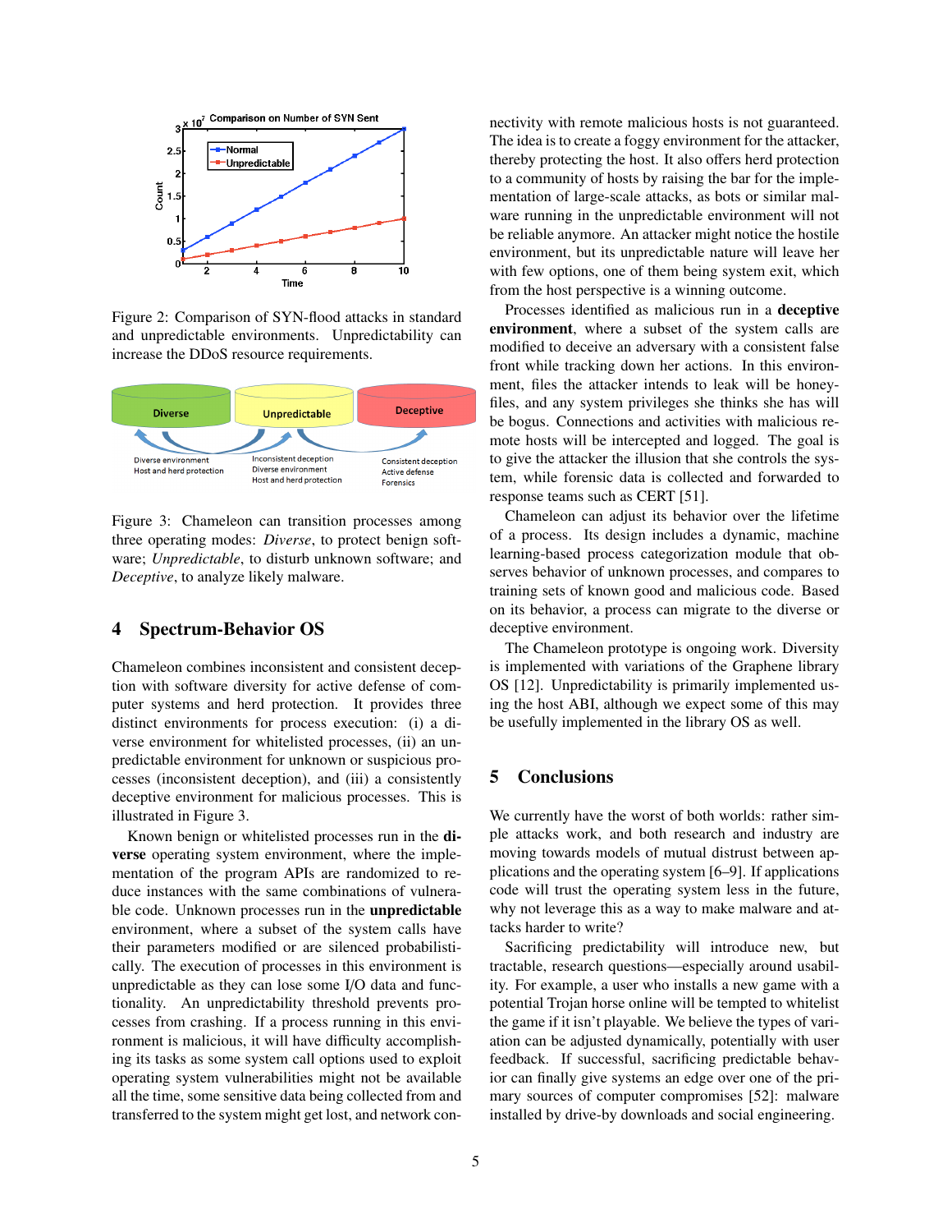Comparison on Number of SYN Sent

x $10^7$

3
2.5
2
1.5
1
0.5
0

Count

2
4
6
8
10

Time

Normal
Unpredictable

Figure 2: Comparison of SYN-flood attacks in standard and unpredictable environments. Unpredictability can increase the DDoS resource requirements.

Diverse
Unpredictable
Deceptive

Diverse environment
Host and herd protection

Inconsistent deception
Diverse environment
Host and herd protection

Consistent deception
Active defense
Forensics

Figure 3: Chameleon can transition processes among three operating modes: *Diverse*, to protect benign software; *Unpredictable*, to disturb unknown software; and *Deceptive*, to analyze likely malware.

## 4 Spectrum-Behavior OS

Chameleon combines inconsistent and consistent deception with software diversity for active defense of computer systems and herd protection. It provides three distinct environments for process execution: (i) a diverse environment for whitelisted processes, (ii) an unpredictable environment for unknown or suspicious processes (inconsistent deception), and (iii) a consistently deceptive environment for malicious processes. This is illustrated in Figure 3.

Known benign or whitelisted processes run in the **diverse** operating system environment, where the implementation of the program APIs are randomized to reduce instances with the same combinations of vulnerable code. Unknown processes run in the **unpredictable** environment, where a subset of the system calls have their parameters modified or are silenced probabilistically. The execution of processes in this environment is unpredictable as they can lose some I/O data and functionality. An unpredictability threshold prevents processes from crashing. If a process running in this environment is malicious, it will have difficulty accomplishing its tasks as some system call options used to exploit operating system vulnerabilities might not be available all the time, some sensitive data being collected from and transferred to the system might get lost, and network connectivity with remote malicious hosts is not guaranteed. The idea is to create a foggy environment for the attacker, thereby protecting the host. It also offers herd protection to a community of hosts by raising the bar for the implementation of large-scale attacks, as bots or similar malware running in the unpredictable environment will not be reliable anymore. An attacker might notice the hostile environment, but its unpredictable nature will leave her with few options, one of them being system exit, which from the host perspective is a winning outcome.

Processes identified as malicious run in a **deceptive environment**, where a subset of the system calls are modified to deceive an adversary with a consistent false front while tracking down her actions. In this environment, files the attacker intends to leak will be honeyfiles, and any system privileges she thinks she has will be bogus. Connections and activities with malicious remote hosts will be intercepted and logged. The goal is to give the attacker the illusion that she controls the system, while forensic data is collected and forwarded to response teams such as CERT [51].

Chameleon can adjust its behavior over the lifetime of a process. Its design includes a dynamic, machine learning-based process categorization module that observes behavior of unknown processes, and compares to training sets of known good and malicious code. Based on its behavior, a process can migrate to the diverse or deceptive environment.

The Chameleon prototype is ongoing work. Diversity is implemented with variations of the Graphene library OS [12]. Unpredictability is primarily implemented using the host ABI, although we expect some of this may be usefully implemented in the library OS as well.

## 5 Conclusions

We currently have the worst of both worlds: rather simple attacks work, and both research and industry are moving towards models of mutual distrust between applications and the operating system [6–9]. If applications code will trust the operating system less in the future, why not leverage this as a way to make malware and attacks harder to write?

Sacrificing predictability will introduce new, but tractable, research questions—especially around usability. For example, a user who installs a new game with a potential Trojan horse online will be tempted to whitelist the game if it isn't playable. We believe the types of variation can be adjusted dynamically, potentially with user feedback. If successful, sacrificing predictable behavior can finally give systems an edge over one of the primary sources of computer compromises [52]: malware installed by drive-by downloads and social engineering.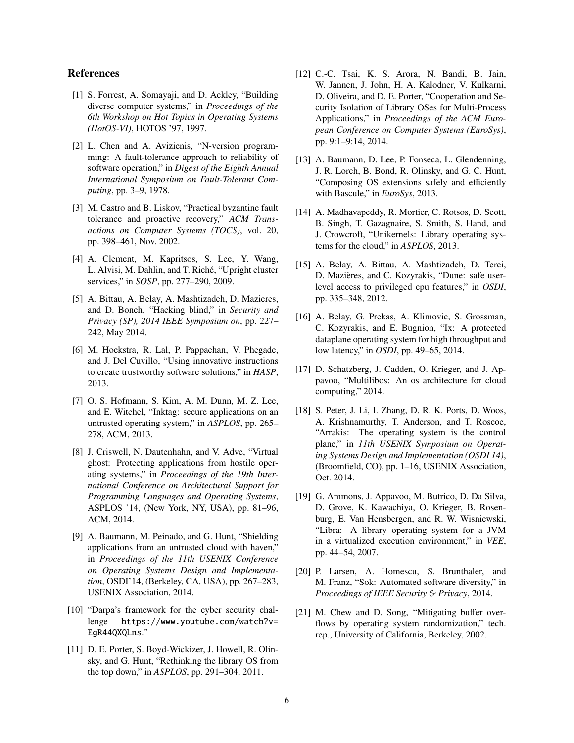## References

[1] S. Forrest, A. Somayaji, and D. Ackley, "Building diverse computer systems," in *Proceedings of the 6th Workshop on Hot Topics in Operating Systems (HotOS-VI)*, HOTOS '97, 1997.

[2] L. Chen and A. Avizienis, "N-version programming: A fault-tolerance approach to reliability of software operation," in *Digest of the Eighth Annual International Symposium on Fault-Tolerant Computing*, pp. 3–9, 1978.

[3] M. Castro and B. Liskov, "Practical byzantine fault tolerance and proactive recovery," *ACM Transactions on Computer Systems (TOCS)*, vol. 20, pp. 398–461, Nov. 2002.

[4] A. Clement, M. Kapritsos, S. Lee, Y. Wang, L. Alvisi, M. Dahlin, and T. Riché, "Upright cluster services," in *SOSP*, pp. 277–290, 2009.

[5] A. Bittau, A. Belay, A. Mashtizadeh, D. Mazieres, and D. Boneh, "Hacking blind," in *Security and Privacy (SP), 2014 IEEE Symposium on*, pp. 227–242, May 2014.

[6] M. Hoekstra, R. Lal, P. Pappachan, V. Phegade, and J. Del Cuvillo, "Using innovative instructions to create trustworthy software solutions," in *HASP*, 2013.

[7] O. S. Hofmann, S. Kim, A. M. Dunn, M. Z. Lee, and E. Witchel, "Inktag: secure applications on an untrusted operating system," in *ASPLOS*, pp. 265–278, ACM, 2013.

[8] J. Criswell, N. Dautenhahn, and V. Adve, "Virtual ghost: Protecting applications from hostile operating systems," in *Proceedings of the 19th International Conference on Architectural Support for Programming Languages and Operating Systems*, ASPLOS '14, (New York, NY, USA), pp. 81–96, ACM, 2014.

[9] A. Baumann, M. Peinado, and G. Hunt, "Shielding applications from an untrusted cloud with haven," in *Proceedings of the 11th USENIX Conference on Operating Systems Design and Implementation*, OSDI'14, (Berkeley, CA, USA), pp. 267–283, USENIX Association, 2014.

[10] "Darpa's framework for the cyber security challenge https://www.youtube.com/watch?v=EgR44QXQLns."

[11] D. E. Porter, S. Boyd-Wickizer, J. Howell, R. Olinsky, and G. Hunt, "Rethinking the library OS from the top down," in *ASPLOS*, pp. 291–304, 2011.

[12] C.-C. Tsai, K. S. Arora, N. Bandi, B. Jain, W. Jannen, J. John, H. A. Kalodner, V. Kulkarni, D. Oliveira, and D. E. Porter, "Cooperation and Security Isolation of Library OSes for Multi-Process Applications," in *Proceedings of the ACM European Conference on Computer Systems (EuroSys)*, pp. 9:1–9:14, 2014.

[13] A. Baumann, D. Lee, P. Fonseca, L. Glendenning, J. R. Lorch, B. Bond, R. Olinsky, and G. C. Hunt, "Composing OS extensions safely and efficiently with Bascule," in *EuroSys*, 2013.

[14] A. Madhavapeddy, R. Mortier, C. Rotsos, D. Scott, B. Singh, T. Gazagnaire, S. Smith, S. Hand, and J. Crowcroft, "Unikernels: Library operating systems for the cloud," in *ASPLOS*, 2013.

[15] A. Belay, A. Bittau, A. Mashtizadeh, D. Terei, D. Mazières, and C. Kozyrakis, "Dune: safe user-level access to privileged cpu features," in *OSDI*, pp. 335–348, 2012.

[16] A. Belay, G. Prekas, A. Klimovic, S. Grossman, C. Kozyrakis, and E. Bugnion, "Ix: A protected dataplane operating system for high throughput and low latency," in *OSDI*, pp. 49–65, 2014.

[17] D. Schatzberg, J. Cadden, O. Krieger, and J. Appavoo, "Multilibos: An os architecture for cloud computing," 2014.

[18] S. Peter, J. Li, I. Zhang, D. R. K. Ports, D. Woos, A. Krishnamurthy, T. Anderson, and T. Roscoe, "Arrakis: The operating system is the control plane," in *11th USENIX Symposium on Operating Systems Design and Implementation (OSDI 14)*, (Broomfield, CO), pp. 1–16, USENIX Association, Oct. 2014.

[19] G. Ammons, J. Appavoo, M. Butrico, D. Da Silva, D. Grove, K. Kawachiya, O. Krieger, B. Rosenburg, E. Van Hensbergen, and R. W. Wisniewski, "Libra: A library operating system for a JVM in a virtualized execution environment," in *VEE*, pp. 44–54, 2007.

[20] P. Larsen, A. Homescu, S. Brunthaler, and M. Franz, "Sok: Automated software diversity," in *Proceedings of IEEE Security & Privacy*, 2014.

[21] M. Chew and D. Song, "Mitigating buffer overflows by operating system randomization," tech. rep., University of California, Berkeley, 2002.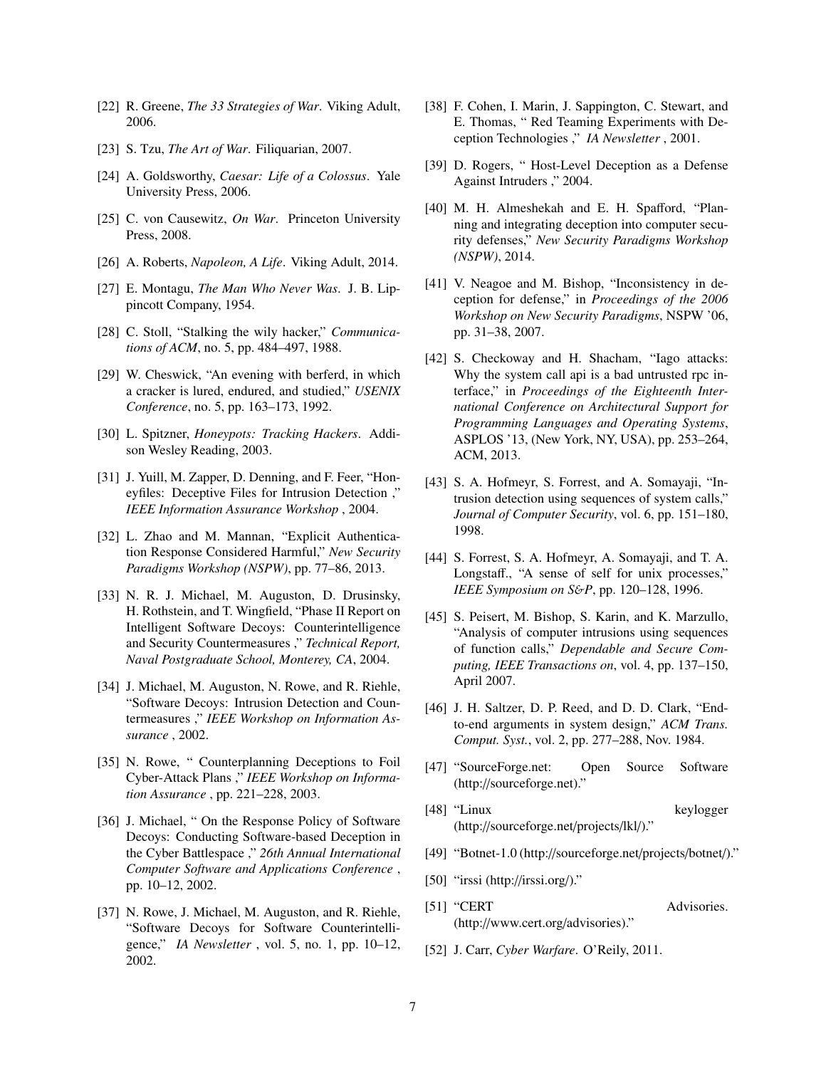[22] R. Greene, *The 33 Strategies of War*. Viking Adult, 2006.

[23] S. Tzu, *The Art of War*. Filiquarian, 2007.

[24] A. Goldsworthy, *Caesar: Life of a Colossus*. Yale University Press, 2006.

[25] C. von Causewitz, *On War*. Princeton University Press, 2008.

[26] A. Roberts, *Napoleon, A Life*. Viking Adult, 2014.

[27] E. Montagu, *The Man Who Never Was*. J. B. Lippincott Company, 1954.

[28] C. Stoll, "Stalking the wily hacker," *Communications of ACM*, no. 5, pp. 484–497, 1988.

[29] W. Cheswick, "An evening with berferd, in which a cracker is lured, endured, and studied," *USENIX Conference*, no. 5, pp. 163–173, 1992.

[30] L. Spitzner, *Honeypots: Tracking Hackers*. Addison Wesley Reading, 2003.

[31] J. Yuill, M. Zapper, D. Denning, and F. Feer, "Honeyfiles: Deceptive Files for Intrusion Detection ," *IEEE Information Assurance Workshop* , 2004.

[32] L. Zhao and M. Mannan, "Explicit Authentication Response Considered Harmful," *New Security Paradigms Workshop (NSPW)*, pp. 77–86, 2013.

[33] N. R. J. Michael, M. Auguston, D. Drusinsky, H. Rothstein, and T. Wingfield, "Phase II Report on Intelligent Software Decoys: Counterintelligence and Security Countermeasures ," *Technical Report, Naval Postgraduate School, Monterey, CA*, 2004.

[34] J. Michael, M. Auguston, N. Rowe, and R. Riehle, "Software Decoys: Intrusion Detection and Countermeasures ," *IEEE Workshop on Information Assurance* , 2002.

[35] N. Rowe, " Counterplanning Deceptions to Foil Cyber-Attack Plans ," *IEEE Workshop on Information Assurance* , pp. 221–228, 2003.

[36] J. Michael, " On the Response Policy of Software Decoys: Conducting Software-based Deception in the Cyber Battlespace ," *26th Annual International Computer Software and Applications Conference* , pp. 10–12, 2002.

[37] N. Rowe, J. Michael, M. Auguston, and R. Riehle, "Software Decoys for Software Counterintelligence," *IA Newsletter* , vol. 5, no. 1, pp. 10–12, 2002.

[38] F. Cohen, I. Marin, J. Sappington, C. Stewart, and E. Thomas, " Red Teaming Experiments with Deception Technologies ," *IA Newsletter* , 2001.

[39] D. Rogers, " Host-Level Deception as a Defense Against Intruders ," 2004.

[40] M. H. Almeshekah and E. H. Spafford, "Planning and integrating deception into computer security defenses," *New Security Paradigms Workshop (NSPW)*, 2014.

[41] V. Neagoe and M. Bishop, "Inconsistency in deception for defense," in *Proceedings of the 2006 Workshop on New Security Paradigms*, NSPW '06, pp. 31–38, 2007.

[42] S. Checkoway and H. Shacham, "Iago attacks: Why the system call api is a bad untrusted rpc interface," in *Proceedings of the Eighteenth International Conference on Architectural Support for Programming Languages and Operating Systems*, ASPLOS '13, (New York, NY, USA), pp. 253–264, ACM, 2013.

[43] S. A. Hofmeyr, S. Forrest, and A. Somayaji, "Intrusion detection using sequences of system calls," *Journal of Computer Security*, vol. 6, pp. 151–180, 1998.

[44] S. Forrest, S. A. Hofmeyr, A. Somayaji, and T. A. Longstaff., "A sense of self for unix processes," *IEEE Symposium on S&P*, pp. 120–128, 1996.

[45] S. Peisert, M. Bishop, S. Karin, and K. Marzullo, "Analysis of computer intrusions using sequences of function calls," *Dependable and Secure Computing, IEEE Transactions on*, vol. 4, pp. 137–150, April 2007.

[46] J. H. Saltzer, D. P. Reed, and D. D. Clark, "End-to-end arguments in system design," *ACM Trans. Comput. Syst.*, vol. 2, pp. 277–288, Nov. 1984.

[47] "SourceForge.net: Open Source Software (http://sourceforge.net)."

[48] "Linux keylogger (http://sourceforge.net/projects/lkl/)."

[49] "Botnet-1.0 (http://sourceforge.net/projects/botnet/)."

[50] "irssi (http://irssi.org/)."

[51] "CERT Advisories. (http://www.cert.org/advisories)."

[52] J. Carr, *Cyber Warfare*. O'Reily, 2011.